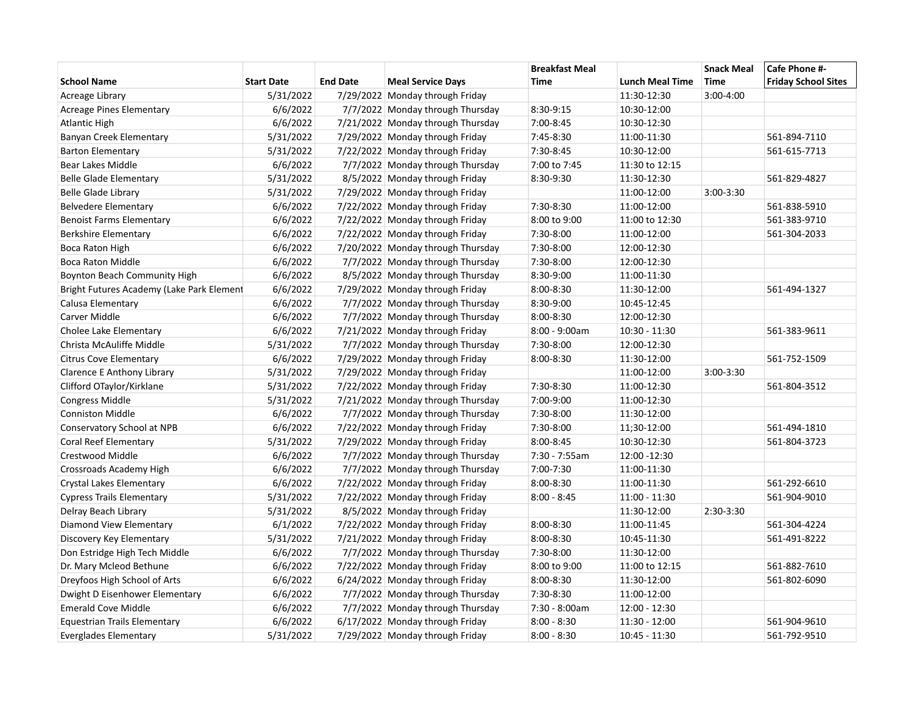| School Name | Start Date | End Date | Meal Service Days | Breakfast Meal Time | Lunch Meal Time | Snack Meal Time | Cafe Phone #-Friday School Sites |
|---|---|---|---|---|---|---|---|
| Acreage Library | 5/31/2022 | 7/29/2022 | Monday through Friday | | 11:30-12:30 | 3:00-4:00 | |
| Acreage Pines Elementary | 6/6/2022 | 7/7/2022 | Monday through Thursday | 8:30-9:15 | 10:30-12:00 | | |
| Atlantic High | 6/6/2022 | 7/21/2022 | Monday through Thursday | 7:00-8:45 | 10:30-12:30 | | |
| Banyan Creek Elementary | 5/31/2022 | 7/29/2022 | Monday through Friday | 7:45-8:30 | 11:00-11:30 | | 561-894-7110 |
| Barton Elementary | 5/31/2022 | 7/22/2022 | Monday through Friday | 7:30-8:45 | 10:30-12:00 | | 561-615-7713 |
| Bear Lakes Middle | 6/6/2022 | 7/7/2022 | Monday through Thursday | 7:00 to 7:45 | 11:30 to 12:15 | | |
| Belle Glade Elementary | 5/31/2022 | 8/5/2022 | Monday through Friday | 8:30-9:30 | 11:30-12:30 | | 561-829-4827 |
| Belle Glade Library | 5/31/2022 | 7/29/2022 | Monday through Friday | | 11:00-12:00 | 3:00-3:30 | |
| Belvedere Elementary | 6/6/2022 | 7/22/2022 | Monday through Friday | 7:30-8:30 | 11:00-12:00 | | 561-838-5910 |
| Benoist Farms Elementary | 6/6/2022 | 7/22/2022 | Monday through Friday | 8:00 to 9:00 | 11:00 to 12:30 | | 561-383-9710 |
| Berkshire Elementary | 6/6/2022 | 7/22/2022 | Monday through Friday | 7:30-8:00 | 11:00-12:00 | | 561-304-2033 |
| Boca Raton High | 6/6/2022 | 7/20/2022 | Monday through Thursday | 7:30-8:00 | 12:00-12:30 | | |
| Boca Raton Middle | 6/6/2022 | 7/7/2022 | Monday through Thursday | 7:30-8:00 | 12:00-12:30 | | |
| Boynton Beach Community High | 6/6/2022 | 8/5/2022 | Monday through Thursday | 8:30-9:00 | 11:00-11:30 | | |
| Bright Futures Academy (Lake Park Element | 6/6/2022 | 7/29/2022 | Monday through Friday | 8:00-8:30 | 11:30-12:00 | | 561-494-1327 |
| Calusa Elementary | 6/6/2022 | 7/7/2022 | Monday through Thursday | 8:30-9:00 | 10:45-12:45 | | |
| Carver Middle | 6/6/2022 | 7/7/2022 | Monday through Thursday | 8:00-8:30 | 12:00-12:30 | | |
| Cholee Lake Elementary | 6/6/2022 | 7/21/2022 | Monday through Friday | 8:00 - 9:00am | 10:30 - 11:30 | | 561-383-9611 |
| Christa McAuliffe Middle | 5/31/2022 | 7/7/2022 | Monday through Thursday | 7:30-8:00 | 12:00-12:30 | | |
| Citrus Cove Elementary | 6/6/2022 | 7/29/2022 | Monday through Friday | 8:00-8:30 | 11:30-12:00 | | 561-752-1509 |
| Clarence E Anthony Library | 5/31/2022 | 7/29/2022 | Monday through Friday | | 11:00-12:00 | 3:00-3:30 | |
| Clifford OTaylor/Kirklane | 5/31/2022 | 7/22/2022 | Monday through Friday | 7:30-8:30 | 11:00-12:30 | | 561-804-3512 |
| Congress Middle | 5/31/2022 | 7/21/2022 | Monday through Thursday | 7:00-9:00 | 11:00-12:30 | | |
| Conniston Middle | 6/6/2022 | 7/7/2022 | Monday through Thursday | 7:30-8:00 | 11:30-12:00 | | |
| Conservatory School at NPB | 6/6/2022 | 7/22/2022 | Monday through Friday | 7:30-8:00 | 11;30-12:00 | | 561-494-1810 |
| Coral Reef Elementary | 5/31/2022 | 7/29/2022 | Monday through Friday | 8:00-8:45 | 10:30-12:30 | | 561-804-3723 |
| Crestwood Middle | 6/6/2022 | 7/7/2022 | Monday through Thursday | 7:30 - 7:55am | 12:00 -12:30 | | |
| Crossroads Academy High | 6/6/2022 | 7/7/2022 | Monday through Thursday | 7:00-7:30 | 11:00-11:30 | | |
| Crystal Lakes Elementary | 6/6/2022 | 7/22/2022 | Monday through Friday | 8:00-8:30 | 11:00-11:30 | | 561-292-6610 |
| Cypress Trails Elementary | 5/31/2022 | 7/22/2022 | Monday through Friday | 8:00 - 8:45 | 11:00 - 11:30 | | 561-904-9010 |
| Delray Beach Library | 5/31/2022 | 8/5/2022 | Monday through Friday | | 11:30-12:00 | 2:30-3:30 | |
| Diamond View Elementary | 6/1/2022 | 7/22/2022 | Monday through Friday | 8:00-8:30 | 11:00-11:45 | | 561-304-4224 |
| Discovery Key Elementary | 5/31/2022 | 7/21/2022 | Monday through Friday | 8:00-8:30 | 10:45-11:30 | | 561-491-8222 |
| Don Estridge High Tech Middle | 6/6/2022 | 7/7/2022 | Monday through Thursday | 7:30-8:00 | 11:30-12:00 | | |
| Dr. Mary Mcleod Bethune | 6/6/2022 | 7/22/2022 | Monday through Friday | 8:00 to 9:00 | 11:00 to 12:15 | | 561-882-7610 |
| Dreyfoos High School of Arts | 6/6/2022 | 6/24/2022 | Monday through Friday | 8:00-8:30 | 11:30-12:00 | | 561-802-6090 |
| Dwight D Eisenhower Elementary | 6/6/2022 | 7/7/2022 | Monday through Thursday | 7:30-8:30 | 11:00-12:00 | | |
| Emerald Cove Middle | 6/6/2022 | 7/7/2022 | Monday through Thursday | 7:30 - 8:00am | 12:00 - 12:30 | | |
| Equestrian Trails Elementary | 6/6/2022 | 6/17/2022 | Monday through Friday | 8:00 - 8:30 | 11:30 - 12:00 | | 561-904-9610 |
| Everglades Elementary | 5/31/2022 | 7/29/2022 | Monday through Friday | 8:00 - 8:30 | 10:45 - 11:30 | | 561-792-9510 |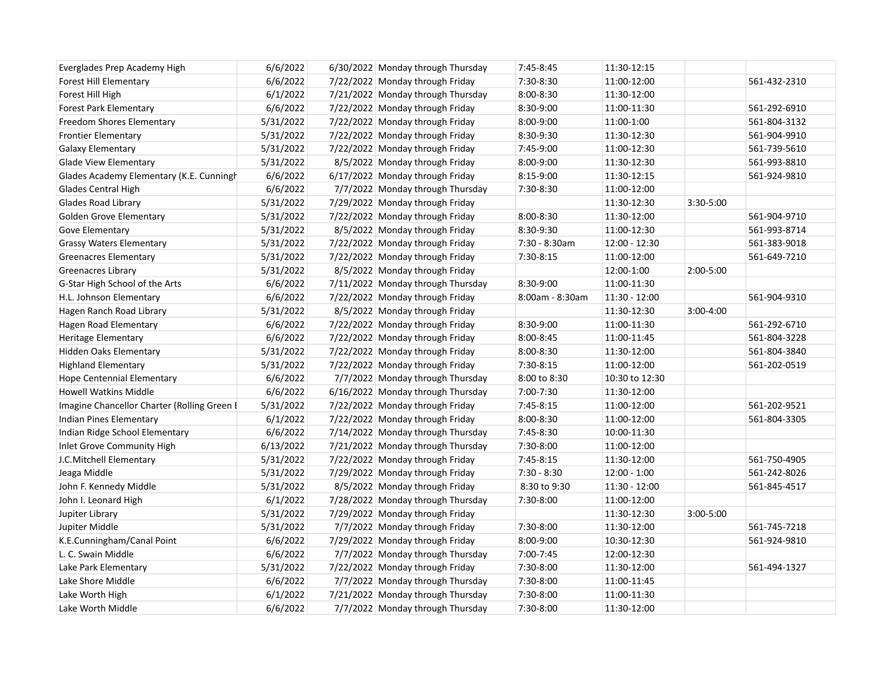| | | | | | | | |
|---|---|---|---|---|---|---|---|
| Everglades Prep Academy High | 6/6/2022 | 6/30/2022 | Monday through Thursday | 7:45-8:45 | 11:30-12:15 | | |
| Forest Hill Elementary | 6/6/2022 | 7/22/2022 | Monday through Friday | 7:30-8:30 | 11:00-12:00 | | 561-432-2310 |
| Forest Hill High | 6/1/2022 | 7/21/2022 | Monday through Thursday | 8:00-8:30 | 11:30-12:00 | | |
| Forest Park Elementary | 6/6/2022 | 7/22/2022 | Monday through Friday | 8:30-9:00 | 11:00-11:30 | | 561-292-6910 |
| Freedom Shores Elementary | 5/31/2022 | 7/22/2022 | Monday through Friday | 8:00-9:00 | 11:00-1:00 | | 561-804-3132 |
| Frontier Elementary | 5/31/2022 | 7/22/2022 | Monday through Friday | 8:30-9:30 | 11:30-12:30 | | 561-904-9910 |
| Galaxy Elementary | 5/31/2022 | 7/22/2022 | Monday through Friday | 7:45-9:00 | 11:00-12:30 | | 561-739-5610 |
| Glade View Elementary | 5/31/2022 | 8/5/2022 | Monday through Friday | 8:00-9:00 | 11:30-12:30 | | 561-993-8810 |
| Glades Academy Elementary (K.E. Cunningh | 6/6/2022 | 6/17/2022 | Monday through Friday | 8:15-9:00 | 11:30-12:15 | | 561-924-9810 |
| Glades Central High | 6/6/2022 | 7/7/2022 | Monday through Thursday | 7:30-8:30 | 11:00-12:00 | | |
| Glades Road Library | 5/31/2022 | 7/29/2022 | Monday through Friday | | 11:30-12:30 | 3:30-5:00 | |
| Golden Grove Elementary | 5/31/2022 | 7/22/2022 | Monday through Friday | 8:00-8:30 | 11:30-12:00 | | 561-904-9710 |
| Gove Elementary | 5/31/2022 | 8/5/2022 | Monday through Friday | 8:30-9:30 | 11:00-12:30 | | 561-993-8714 |
| Grassy Waters Elementary | 5/31/2022 | 7/22/2022 | Monday through Friday | 7:30 - 8:30am | 12:00 - 12:30 | | 561-383-9018 |
| Greenacres Elementary | 5/31/2022 | 7/22/2022 | Monday through Friday | 7:30-8:15 | 11:00-12:00 | | 561-649-7210 |
| Greenacres Library | 5/31/2022 | 8/5/2022 | Monday through Friday | | 12:00-1:00 | 2:00-5:00 | |
| G-Star High School of the Arts | 6/6/2022 | 7/11/2022 | Monday through Thursday | 8:30-9:00 | 11:00-11:30 | | |
| H.L. Johnson Elementary | 6/6/2022 | 7/22/2022 | Monday through Friday | 8:00am - 8:30am | 11:30 - 12:00 | | 561-904-9310 |
| Hagen Ranch Road Library | 5/31/2022 | 8/5/2022 | Monday through Friday | | 11:30-12:30 | 3:00-4:00 | |
| Hagen Road Elementary | 6/6/2022 | 7/22/2022 | Monday through Friday | 8:30-9:00 | 11:00-11:30 | | 561-292-6710 |
| Heritage Elementary | 6/6/2022 | 7/22/2022 | Monday through Friday | 8:00-8:45 | 11:00-11:45 | | 561-804-3228 |
| Hidden Oaks Elementary | 5/31/2022 | 7/22/2022 | Monday through Friday | 8:00-8:30 | 11:30-12:00 | | 561-804-3840 |
| Highland Elementary | 5/31/2022 | 7/22/2022 | Monday through Friday | 7:30-8:15 | 11:00-12:00 | | 561-202-0519 |
| Hope Centennial Elementary | 6/6/2022 | 7/7/2022 | Monday through Thursday | 8:00 to 8:30 | 10:30 to 12:30 | | |
| Howell Watkins Middle | 6/6/2022 | 6/16/2022 | Monday through Thursday | 7:00-7:30 | 11:30-12:00 | | |
| Imagine Chancellor Charter (Rolling Green E | 5/31/2022 | 7/22/2022 | Monday through Friday | 7:45-8:15 | 11:00-12:00 | | 561-202-9521 |
| Indian Pines Elementary | 6/1/2022 | 7/22/2022 | Monday through Friday | 8:00-8:30 | 11:00-12:00 | | 561-804-3305 |
| Indian Ridge School Elementary | 6/6/2022 | 7/14/2022 | Monday through Thursday | 7:45-8:30 | 10:00-11:30 | | |
| Inlet Grove Community High | 6/13/2022 | 7/21/2022 | Monday through Thursday | 7:30-8:00 | 11:00-12:00 | | |
| J.C.Mitchell Elementary | 5/31/2022 | 7/22/2022 | Monday through Friday | 7:45-8:15 | 11:30-12:00 | | 561-750-4905 |
| Jeaga Middle | 5/31/2022 | 7/29/2022 | Monday through Friday | 7:30 - 8:30 | 12:00 - 1:00 | | 561-242-8026 |
| John F. Kennedy Middle | 5/31/2022 | 8/5/2022 | Monday through Friday | 8:30 to 9:30 | 11:30 - 12:00 | | 561-845-4517 |
| John I. Leonard High | 6/1/2022 | 7/28/2022 | Monday through Thursday | 7:30-8:00 | 11:00-12:00 | | |
| Jupiter Library | 5/31/2022 | 7/29/2022 | Monday through Friday | | 11:30-12:30 | 3:00-5:00 | |
| Jupiter Middle | 5/31/2022 | 7/7/2022 | Monday through Friday | 7:30-8:00 | 11:30-12:00 | | 561-745-7218 |
| K.E.Cunningham/Canal Point | 6/6/2022 | 7/29/2022 | Monday through Friday | 8:00-9:00 | 10:30-12:30 | | 561-924-9810 |
| L. C. Swain Middle | 6/6/2022 | 7/7/2022 | Monday through Thursday | 7:00-7:45 | 12:00-12:30 | | |
| Lake Park Elementary | 5/31/2022 | 7/22/2022 | Monday through Friday | 7:30-8:00 | 11:30-12:00 | | 561-494-1327 |
| Lake Shore Middle | 6/6/2022 | 7/7/2022 | Monday through Thursday | 7:30-8:00 | 11:00-11:45 | | |
| Lake Worth High | 6/1/2022 | 7/21/2022 | Monday through Thursday | 7:30-8:00 | 11:00-11:30 | | |
| Lake Worth Middle | 6/6/2022 | 7/7/2022 | Monday through Thursday | 7:30-8:00 | 11:30-12:00 | | |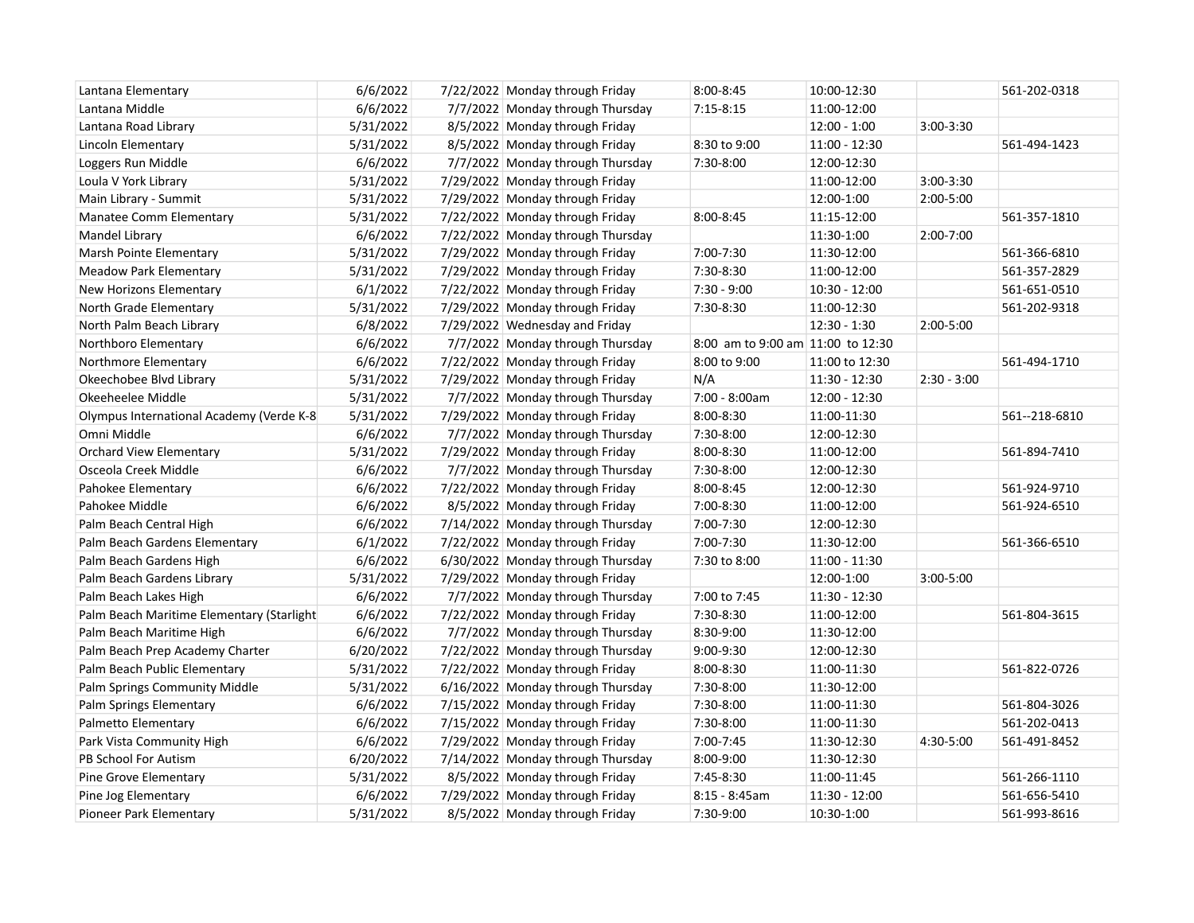| | | | | | | | |
|---|---|---|---|---|---|---|---|
| Lantana Elementary | 6/6/2022 | 7/22/2022 | Monday through Friday | 8:00-8:45 | 10:00-12:30 | | 561-202-0318 |
| Lantana Middle | 6/6/2022 | 7/7/2022 | Monday through Thursday | 7:15-8:15 | 11:00-12:00 | | |
| Lantana Road Library | 5/31/2022 | 8/5/2022 | Monday through Friday | | 12:00 - 1:00 | 3:00-3:30 | |
| Lincoln Elementary | 5/31/2022 | 8/5/2022 | Monday through Friday | 8:30 to 9:00 | 11:00 - 12:30 | | 561-494-1423 |
| Loggers Run Middle | 6/6/2022 | 7/7/2022 | Monday through Thursday | 7:30-8:00 | 12:00-12:30 | | |
| Loula V York Library | 5/31/2022 | 7/29/2022 | Monday through Friday | | 11:00-12:00 | 3:00-3:30 | |
| Main Library - Summit | 5/31/2022 | 7/29/2022 | Monday through Friday | | 12:00-1:00 | 2:00-5:00 | |
| Manatee Comm Elementary | 5/31/2022 | 7/22/2022 | Monday through Friday | 8:00-8:45 | 11:15-12:00 | | 561-357-1810 |
| Mandel Library | 6/6/2022 | 7/22/2022 | Monday through Thursday | | 11:30-1:00 | 2:00-7:00 | |
| Marsh Pointe Elementary | 5/31/2022 | 7/29/2022 | Monday through Friday | 7:00-7:30 | 11:30-12:00 | | 561-366-6810 |
| Meadow Park Elementary | 5/31/2022 | 7/29/2022 | Monday through Friday | 7:30-8:30 | 11:00-12:00 | | 561-357-2829 |
| New Horizons Elementary | 6/1/2022 | 7/22/2022 | Monday through Friday | 7:30 - 9:00 | 10:30 - 12:00 | | 561-651-0510 |
| North Grade Elementary | 5/31/2022 | 7/29/2022 | Monday through Friday | 7:30-8:30 | 11:00-12:30 | | 561-202-9318 |
| North Palm Beach Library | 6/8/2022 | 7/29/2022 | Wednesday and Friday | | 12:30 - 1:30 | 2:00-5:00 | |
| Northboro Elementary | 6/6/2022 | 7/7/2022 | Monday through Thursday | 8:00 am to 9:00 am | 11:00 to 12:30 | | |
| Northmore Elementary | 6/6/2022 | 7/22/2022 | Monday through Friday | 8:00 to 9:00 | 11:00 to 12:30 | | 561-494-1710 |
| Okeechobee Blvd Library | 5/31/2022 | 7/29/2022 | Monday through Friday | N/A | 11:30 - 12:30 | 2:30 - 3:00 | |
| Okeeheelee Middle | 5/31/2022 | 7/7/2022 | Monday through Thursday | 7:00 - 8:00am | 12:00 - 12:30 | | |
| Olympus International Academy (Verde K-8 | 5/31/2022 | 7/29/2022 | Monday through Friday | 8:00-8:30 | 11:00-11:30 | | 561--218-6810 |
| Omni Middle | 6/6/2022 | 7/7/2022 | Monday through Thursday | 7:30-8:00 | 12:00-12:30 | | |
| Orchard View Elementary | 5/31/2022 | 7/29/2022 | Monday through Friday | 8:00-8:30 | 11:00-12:00 | | 561-894-7410 |
| Osceola Creek Middle | 6/6/2022 | 7/7/2022 | Monday through Thursday | 7:30-8:00 | 12:00-12:30 | | |
| Pahokee Elementary | 6/6/2022 | 7/22/2022 | Monday through Friday | 8:00-8:45 | 12:00-12:30 | | 561-924-9710 |
| Pahokee Middle | 6/6/2022 | 8/5/2022 | Monday through Friday | 7:00-8:30 | 11:00-12:00 | | 561-924-6510 |
| Palm Beach Central High | 6/6/2022 | 7/14/2022 | Monday through Thursday | 7:00-7:30 | 12:00-12:30 | | |
| Palm Beach Gardens Elementary | 6/1/2022 | 7/22/2022 | Monday through Friday | 7:00-7:30 | 11:30-12:00 | | 561-366-6510 |
| Palm Beach Gardens High | 6/6/2022 | 6/30/2022 | Monday through Thursday | 7:30 to 8:00 | 11:00 - 11:30 | | |
| Palm Beach Gardens Library | 5/31/2022 | 7/29/2022 | Monday through Friday | | 12:00-1:00 | 3:00-5:00 | |
| Palm Beach Lakes High | 6/6/2022 | 7/7/2022 | Monday through Thursday | 7:00 to 7:45 | 11:30 - 12:30 | | |
| Palm Beach Maritime Elementary (Starlight | 6/6/2022 | 7/22/2022 | Monday through Friday | 7:30-8:30 | 11:00-12:00 | | 561-804-3615 |
| Palm Beach Maritime High | 6/6/2022 | 7/7/2022 | Monday through Thursday | 8:30-9:00 | 11:30-12:00 | | |
| Palm Beach Prep Academy Charter | 6/20/2022 | 7/22/2022 | Monday through Thursday | 9:00-9:30 | 12:00-12:30 | | |
| Palm Beach Public Elementary | 5/31/2022 | 7/22/2022 | Monday through Friday | 8:00-8:30 | 11:00-11:30 | | 561-822-0726 |
| Palm Springs Community Middle | 5/31/2022 | 6/16/2022 | Monday through Thursday | 7:30-8:00 | 11:30-12:00 | | |
| Palm Springs Elementary | 6/6/2022 | 7/15/2022 | Monday through Friday | 7:30-8:00 | 11:00-11:30 | | 561-804-3026 |
| Palmetto Elementary | 6/6/2022 | 7/15/2022 | Monday through Friday | 7:30-8:00 | 11:00-11:30 | | 561-202-0413 |
| Park Vista Community High | 6/6/2022 | 7/29/2022 | Monday through Friday | 7:00-7:45 | 11:30-12:30 | 4:30-5:00 | 561-491-8452 |
| PB School For Autism | 6/20/2022 | 7/14/2022 | Monday through Thursday | 8:00-9:00 | 11:30-12:30 | | |
| Pine Grove Elementary | 5/31/2022 | 8/5/2022 | Monday through Friday | 7:45-8:30 | 11:00-11:45 | | 561-266-1110 |
| Pine Jog Elementary | 6/6/2022 | 7/29/2022 | Monday through Friday | 8:15 - 8:45am | 11:30 - 12:00 | | 561-656-5410 |
| Pioneer Park Elementary | 5/31/2022 | 8/5/2022 | Monday through Friday | 7:30-9:00 | 10:30-1:00 | | 561-993-8616 |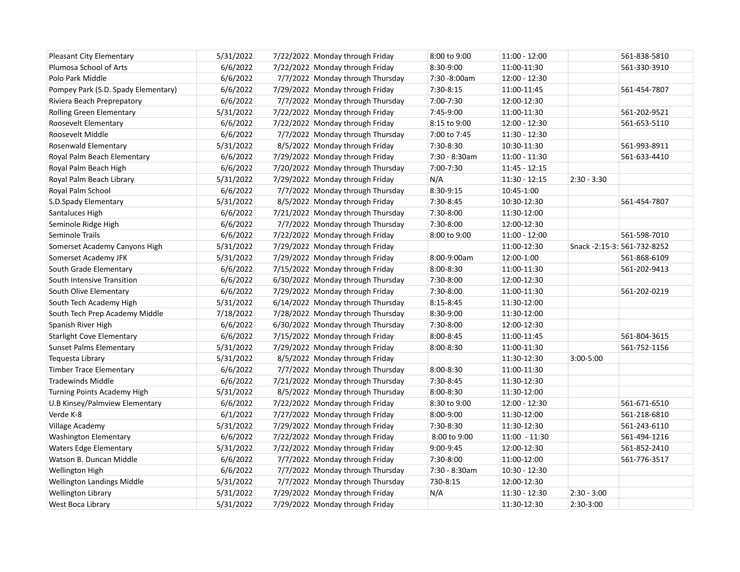| | | | | | | | |
|---|---|---|---|---|---|---|---|
| Pleasant City Elementary | 5/31/2022 | 7/22/2022 | Monday through Friday | 8:00 to 9:00 | 11:00 - 12:00 | | 561-838-5810 |
| Plumosa School of Arts | 6/6/2022 | 7/22/2022 | Monday through Friday | 8:30-9:00 | 11:00-11:30 | | 561-330-3910 |
| Polo Park Middle | 6/6/2022 | 7/7/2022 | Monday through Thursday | 7:30 -8:00am | 12:00 - 12:30 | | |
| Pompey Park (S.D. Spady Elementary) | 6/6/2022 | 7/29/2022 | Monday through Friday | 7:30-8:15 | 11:00-11:45 | | 561-454-7807 |
| Riviera Beach Preprepatory | 6/6/2022 | 7/7/2022 | Monday through Thursday | 7:00-7:30 | 12:00-12:30 | | |
| Rolling Green Elementary | 5/31/2022 | 7/22/2022 | Monday through Friday | 7:45-9:00 | 11:00-11:30 | | 561-202-9521 |
| Roosevelt Elementary | 6/6/2022 | 7/22/2022 | Monday through Friday | 8:15 to 9:00 | 12:00 - 12:30 | | 561-653-5110 |
| Roosevelt Middle | 6/6/2022 | 7/7/2022 | Monday through Thursday | 7:00 to 7:45 | 11:30 - 12:30 | | |
| Rosenwald Elementary | 5/31/2022 | 8/5/2022 | Monday through Friday | 7:30-8:30 | 10:30-11:30 | | 561-993-8911 |
| Royal Palm Beach Elementary | 6/6/2022 | 7/29/2022 | Monday through Friday | 7:30 - 8:30am | 11:00 - 11:30 | | 561-633-4410 |
| Royal Palm Beach High | 6/6/2022 | 7/20/2022 | Monday through Thursday | 7:00-7:30 | 11:45 - 12:15 | | |
| Royal Palm Beach Library | 5/31/2022 | 7/29/2022 | Monday through Friday | N/A | 11:30 - 12:15 | 2:30 - 3:30 | |
| Royal Palm School | 6/6/2022 | 7/7/2022 | Monday through Thursday | 8:30-9:15 | 10:45-1:00 | | |
| S.D.Spady Elementary | 5/31/2022 | 8/5/2022 | Monday through Friday | 7:30-8:45 | 10:30-12:30 | | 561-454-7807 |
| Santaluces High | 6/6/2022 | 7/21/2022 | Monday through Thursday | 7:30-8:00 | 11:30-12:00 | | |
| Seminole Ridge High | 6/6/2022 | 7/7/2022 | Monday through Thursday | 7:30-8:00 | 12:00-12:30 | | |
| Seminole Trails | 6/6/2022 | 7/22/2022 | Monday through Friday | 8:00 to 9:00 | 11:00 - 12:00 | | 561-598-7010 |
| Somerset Academy Canyons High | 5/31/2022 | 7/29/2022 | Monday through Friday | | 11:00-12:30 | Snack -2:15-3: | 561-732-8252 |
| Somerset Academy JFK | 5/31/2022 | 7/29/2022 | Monday through Friday | 8:00-9:00am | 12:00-1:00 | | 561-868-6109 |
| South Grade Elementary | 6/6/2022 | 7/15/2022 | Monday through Friday | 8:00-8:30 | 11:00-11:30 | | 561-202-9413 |
| South Intensive Transition | 6/6/2022 | 6/30/2022 | Monday through Thursday | 7:30-8:00 | 12:00-12:30 | | |
| South Olive Elementary | 6/6/2022 | 7/29/2022 | Monday through Friday | 7:30-8:00 | 11:00-11:30 | | 561-202-0219 |
| South Tech Academy High | 5/31/2022 | 6/14/2022 | Monday through Thursday | 8:15-8:45 | 11:30-12:00 | | |
| South Tech Prep Academy Middle | 7/18/2022 | 7/28/2022 | Monday through Thursday | 8:30-9:00 | 11:30-12:00 | | |
| Spanish River High | 6/6/2022 | 6/30/2022 | Monday through Thursday | 7:30-8:00 | 12:00-12:30 | | |
| Starlight Cove Elementary | 6/6/2022 | 7/15/2022 | Monday through Friday | 8:00-8:45 | 11:00-11:45 | | 561-804-3615 |
| Sunset Palms Elementary | 5/31/2022 | 7/29/2022 | Monday through Friday | 8:00-8:30 | 11:00-11:30 | | 561-752-1156 |
| Tequesta Library | 5/31/2022 | 8/5/2022 | Monday through Friday | | 11:30-12:30 | 3:00-5:00 | |
| Timber Trace Elementary | 6/6/2022 | 7/7/2022 | Monday through Thursday | 8:00-8:30 | 11:00-11:30 | | |
| Tradewinds Middle | 6/6/2022 | 7/21/2022 | Monday through Thursday | 7:30-8:45 | 11:30-12:30 | | |
| Turning Points Academy High | 5/31/2022 | 8/5/2022 | Monday through Thursday | 8:00-8:30 | 11:30-12:00 | | |
| U.B Kinsey/Palmview Elementary | 6/6/2022 | 7/22/2022 | Monday through Friday | 8:30 to 9:00 | 12:00 - 12:30 | | 561-671-6510 |
| Verde K-8 | 6/1/2022 | 7/27/2022 | Monday through Friday | 8:00-9:00 | 11:30-12:00 | | 561-218-6810 |
| Village Academy | 5/31/2022 | 7/29/2022 | Monday through Friday | 7:30-8:30 | 11:30-12:30 | | 561-243-6110 |
| Washington Elementary | 6/6/2022 | 7/22/2022 | Monday through Friday | 8:00 to 9:00 | 11:00 - 11:30 | | 561-494-1216 |
| Waters Edge Elementary | 5/31/2022 | 7/22/2022 | Monday through Friday | 9:00-9:45 | 12:00-12:30 | | 561-852-2410 |
| Watson B. Duncan Middle | 6/6/2022 | 7/7/2022 | Monday through Friday | 7:30-8:00 | 11:00-12:00 | | 561-776-3517 |
| Wellington High | 6/6/2022 | 7/7/2022 | Monday through Thursday | 7:30 - 8:30am | 10:30 - 12:30 | | |
| Wellington Landings Middle | 5/31/2022 | 7/7/2022 | Monday through Thursday | 730-8:15 | 12:00-12:30 | | |
| Wellington Library | 5/31/2022 | 7/29/2022 | Monday through Friday | N/A | 11:30 - 12:30 | 2:30 - 3:00 | |
| West Boca Library | 5/31/2022 | 7/29/2022 | Monday through Friday | | 11:30-12:30 | 2:30-3:00 | |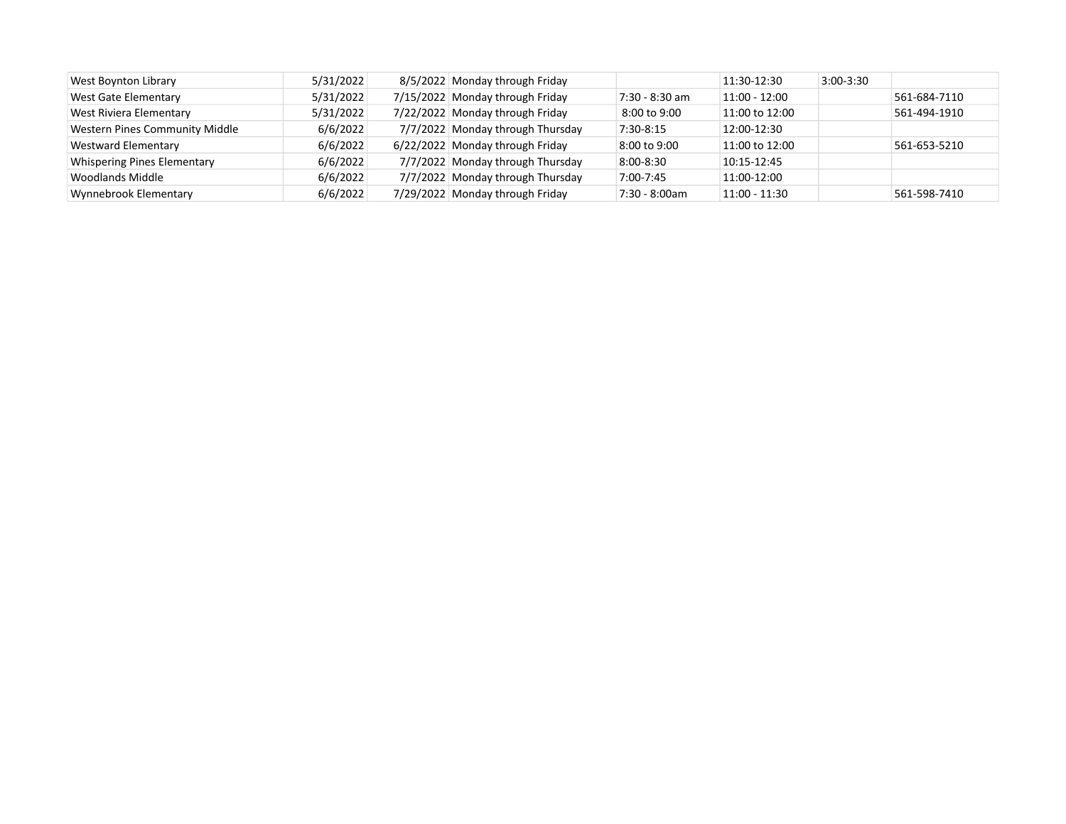| | | | | | | | |
|---|---|---|---|---|---|---|---|
| West Boynton Library | 5/31/2022 | 8/5/2022 | Monday through Friday | | 11:30-12:30 | 3:00-3:30 | |
| West Gate Elementary | 5/31/2022 | 7/15/2022 | Monday through Friday | 7:30 - 8:30 am | 11:00 - 12:00 | | 561-684-7110 |
| West Riviera Elementary | 5/31/2022 | 7/22/2022 | Monday through Friday | 8:00 to 9:00 | 11:00 to 12:00 | | 561-494-1910 |
| Western Pines Community Middle | 6/6/2022 | 7/7/2022 | Monday through Thursday | 7:30-8:15 | 12:00-12:30 | | |
| Westward Elementary | 6/6/2022 | 6/22/2022 | Monday through Friday | 8:00 to 9:00 | 11:00 to 12:00 | | 561-653-5210 |
| Whispering Pines Elementary | 6/6/2022 | 7/7/2022 | Monday through Thursday | 8:00-8:30 | 10:15-12:45 | | |
| Woodlands Middle | 6/6/2022 | 7/7/2022 | Monday through Thursday | 7:00-7:45 | 11:00-12:00 | | |
| Wynnebrook Elementary | 6/6/2022 | 7/29/2022 | Monday through Friday | 7:30 - 8:00am | 11:00 - 11:30 | | 561-598-7410 |